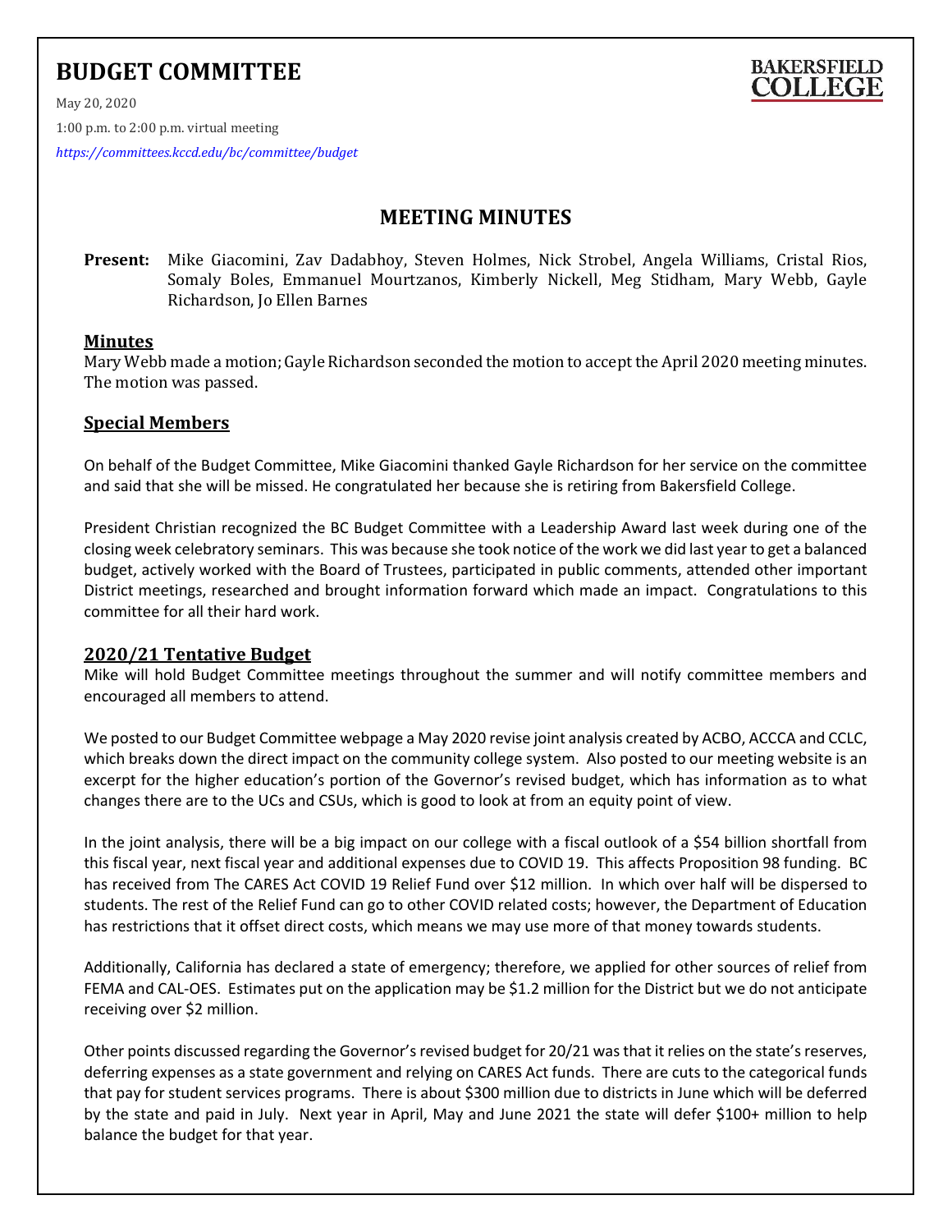# BUDGET COMMITTEE

May 20, 2020

1:00 p.m. to 2:00 p.m. virtual meeting

*https://committees.kccd.edu/bc/committee/budget*

BAKERSFIELD COLLEGE

## MEETING MINUTES

**Present:** Mike Giacomini, Zav Dadabhoy, Steven Holmes, Nick Strobel, Angela Williams, Cristal Rios, Somaly Boles, Emmanuel Mourtzanos, Kimberly Nickell, Meg Stidham, Mary Webb, Gayle Richardson, Jo Ellen Barnes

### Minutes

Mary Webb made a motion; Gayle Richardson seconded the motion to accept the April 2020 meeting minutes. The motion was passed.

### Special Members

On behalf of the Budget Committee, Mike Giacomini thanked Gayle Richardson for her service on the committee and said that she will be missed. He congratulated her because she is retiring from Bakersfield College.

President Christian recognized the BC Budget Committee with a Leadership Award last week during one of the closing week celebratory seminars. This was because she took notice of the work we did last year to get a balanced budget, actively worked with the Board of Trustees, participated in public comments, attended other important District meetings, researched and brought information forward which made an impact. Congratulations to this committee for all their hard work.

### 2020/21 Tentative Budget

Mike will hold Budget Committee meetings throughout the summer and will notify committee members and encouraged all members to attend.

We posted to our Budget Committee webpage a May 2020 revise joint analysis created by ACBO, ACCCA and CCLC, which breaks down the direct impact on the community college system. Also posted to our meeting website is an excerpt for the higher education's portion of the Governor's revised budget, which has information as to what changes there are to the UCs and CSUs, which is good to look at from an equity point of view.

In the joint analysis, there will be a big impact on our college with a fiscal outlook of a $54 billion shortfall from this fiscal year, next fiscal year and additional expenses due to COVID 19. This affects Proposition 98 funding. BC has received from The CARES Act COVID 19 Relief Fund over $12 million. In which over half will be dispersed to students. The rest of the Relief Fund can go to other COVID related costs; however, the Department of Education has restrictions that it offset direct costs, which means we may use more of that money towards students.

Additionally, California has declared a state of emergency; therefore, we applied for other sources of relief from FEMA and CAL-OES. Estimates put on the application may be $1.2 million for the District but we do not anticipate receiving over $2 million.

Other points discussed regarding the Governor's revised budget for 20/21 was that it relies on the state's reserves, deferring expenses as a state government and relying on CARES Act funds. There are cuts to the categorical funds that pay for student services programs. There is about $300 million due to districts in June which will be deferred by the state and paid in July. Next year in April, May and June 2021 the state will defer $100+ million to help balance the budget for that year.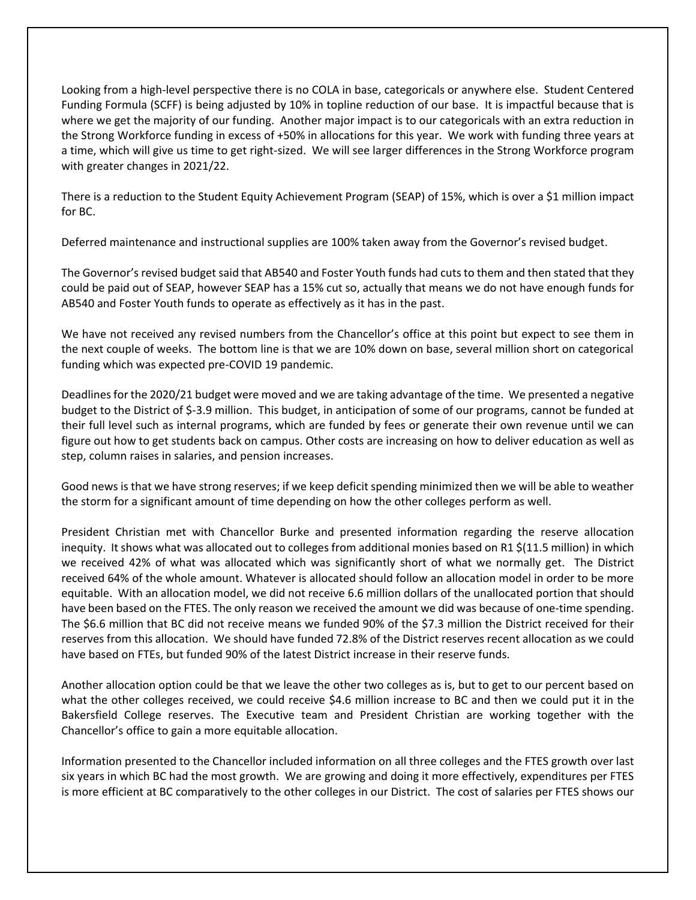Looking from a high-level perspective there is no COLA in base, categoricals or anywhere else. Student Centered Funding Formula (SCFF) is being adjusted by 10% in topline reduction of our base. It is impactful because that is where we get the majority of our funding. Another major impact is to our categoricals with an extra reduction in the Strong Workforce funding in excess of +50% in allocations for this year. We work with funding three years at a time, which will give us time to get right-sized. We will see larger differences in the Strong Workforce program with greater changes in 2021/22.

There is a reduction to the Student Equity Achievement Program (SEAP) of 15%, which is over a $1 million impact for BC.

Deferred maintenance and instructional supplies are 100% taken away from the Governor's revised budget.

The Governor's revised budget said that AB540 and Foster Youth funds had cuts to them and then stated that they could be paid out of SEAP, however SEAP has a 15% cut so, actually that means we do not have enough funds for AB540 and Foster Youth funds to operate as effectively as it has in the past.

We have not received any revised numbers from the Chancellor's office at this point but expect to see them in the next couple of weeks. The bottom line is that we are 10% down on base, several million short on categorical funding which was expected pre-COVID 19 pandemic.

Deadlines for the 2020/21 budget were moved and we are taking advantage of the time. We presented a negative budget to the District of $-3.9 million. This budget, in anticipation of some of our programs, cannot be funded at their full level such as internal programs, which are funded by fees or generate their own revenue until we can figure out how to get students back on campus. Other costs are increasing on how to deliver education as well as step, column raises in salaries, and pension increases.

Good news is that we have strong reserves; if we keep deficit spending minimized then we will be able to weather the storm for a significant amount of time depending on how the other colleges perform as well.

President Christian met with Chancellor Burke and presented information regarding the reserve allocation inequity. It shows what was allocated out to colleges from additional monies based on R1 $(11.5 million) in which we received 42% of what was allocated which was significantly short of what we normally get. The District received 64% of the whole amount. Whatever is allocated should follow an allocation model in order to be more equitable. With an allocation model, we did not receive 6.6 million dollars of the unallocated portion that should have been based on the FTES. The only reason we received the amount we did was because of one-time spending. The $6.6 million that BC did not receive means we funded 90% of the $7.3 million the District received for their reserves from this allocation. We should have funded 72.8% of the District reserves recent allocation as we could have based on FTEs, but funded 90% of the latest District increase in their reserve funds.

Another allocation option could be that we leave the other two colleges as is, but to get to our percent based on what the other colleges received, we could receive $4.6 million increase to BC and then we could put it in the Bakersfield College reserves. The Executive team and President Christian are working together with the Chancellor's office to gain a more equitable allocation.

Information presented to the Chancellor included information on all three colleges and the FTES growth over last six years in which BC had the most growth. We are growing and doing it more effectively, expenditures per FTES is more efficient at BC comparatively to the other colleges in our District. The cost of salaries per FTES shows our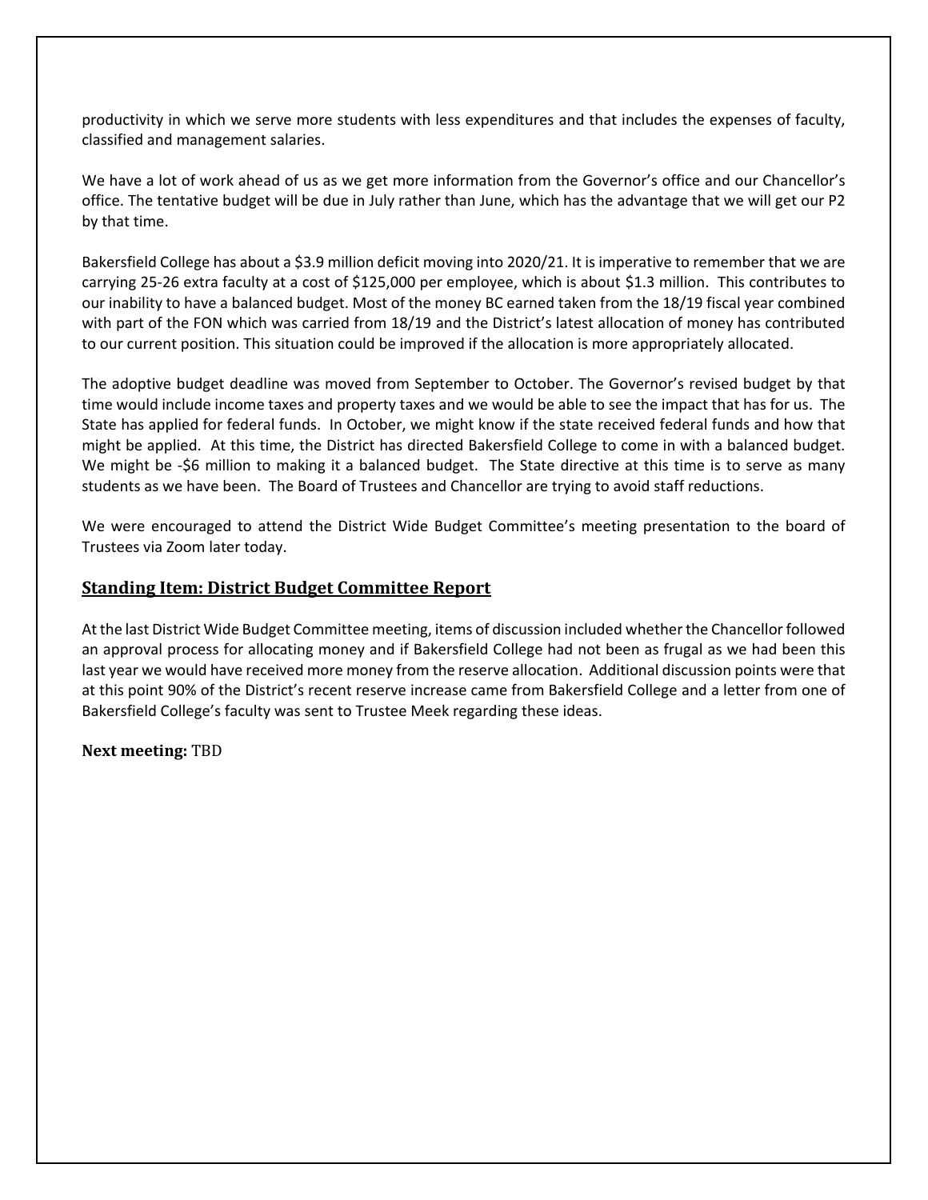productivity in which we serve more students with less expenditures and that includes the expenses of faculty, classified and management salaries.

We have a lot of work ahead of us as we get more information from the Governor's office and our Chancellor's office. The tentative budget will be due in July rather than June, which has the advantage that we will get our P2 by that time.

Bakersfield College has about a $3.9 million deficit moving into 2020/21. It is imperative to remember that we are carrying 25-26 extra faculty at a cost of $125,000 per employee, which is about $1.3 million. This contributes to our inability to have a balanced budget. Most of the money BC earned taken from the 18/19 fiscal year combined with part of the FON which was carried from 18/19 and the District's latest allocation of money has contributed to our current position. This situation could be improved if the allocation is more appropriately allocated.

The adoptive budget deadline was moved from September to October. The Governor's revised budget by that time would include income taxes and property taxes and we would be able to see the impact that has for us. The State has applied for federal funds. In October, we might know if the state received federal funds and how that might be applied. At this time, the District has directed Bakersfield College to come in with a balanced budget. We might be -$6 million to making it a balanced budget. The State directive at this time is to serve as many students as we have been. The Board of Trustees and Chancellor are trying to avoid staff reductions.

We were encouraged to attend the District Wide Budget Committee's meeting presentation to the board of Trustees via Zoom later today.

## Standing Item: District Budget Committee Report

At the last District Wide Budget Committee meeting, items of discussion included whether the Chancellor followed an approval process for allocating money and if Bakersfield College had not been as frugal as we had been this last year we would have received more money from the reserve allocation. Additional discussion points were that at this point 90% of the District's recent reserve increase came from Bakersfield College and a letter from one of Bakersfield College's faculty was sent to Trustee Meek regarding these ideas.

**Next meeting:** TBD